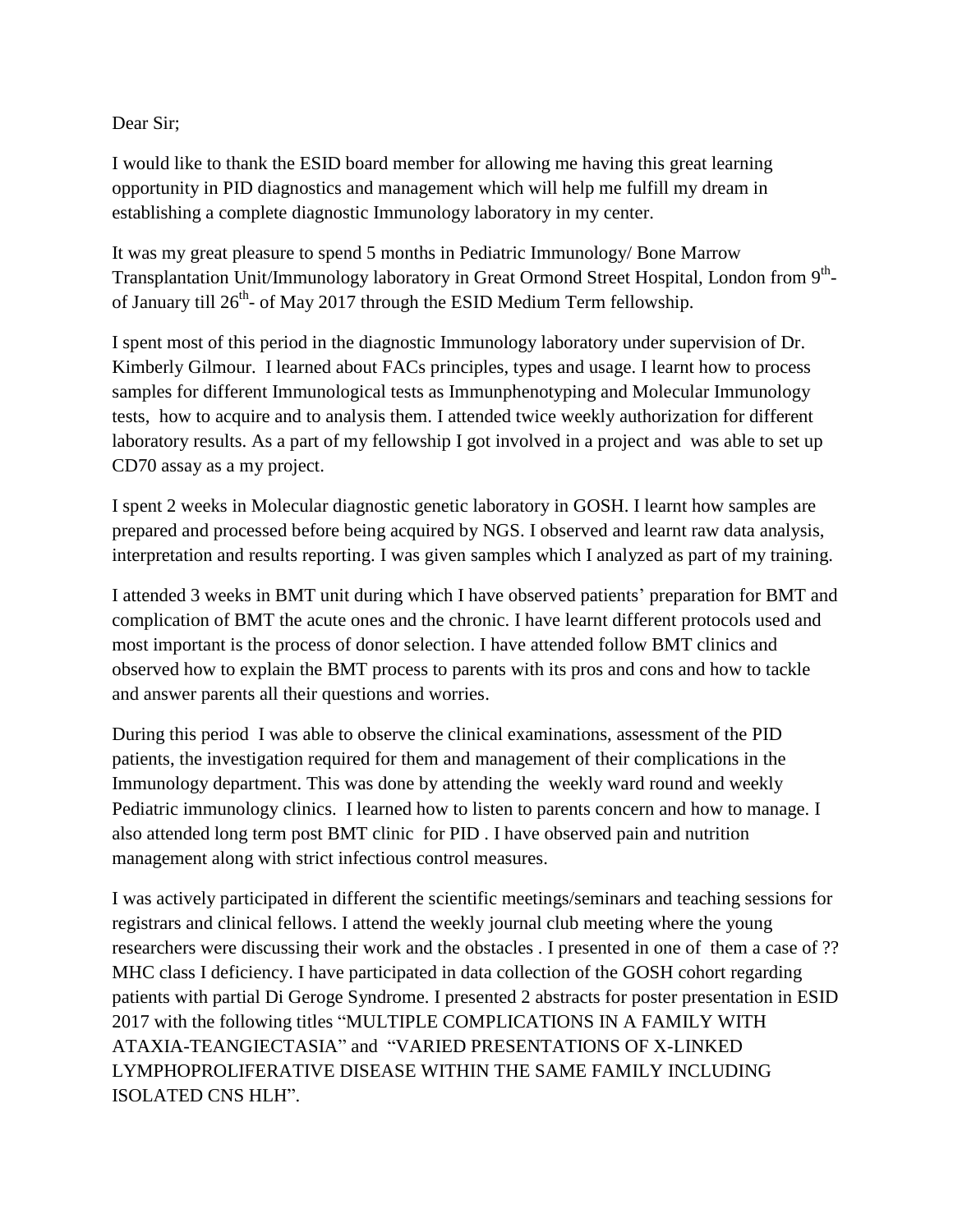Dear Sir;

I would like to thank the ESID board member for allowing me having this great learning opportunity in PID diagnostics and management which will help me fulfill my dream in establishing a complete diagnostic Immunology laboratory in my center.

It was my great pleasure to spend 5 months in Pediatric Immunology/ Bone Marrow Transplantation Unit/Immunology laboratory in Great Ormond Street Hospital, London from 9th- of January till 26th- of May 2017 through the ESID Medium Term fellowship.

I spent most of this period in the diagnostic Immunology laboratory under supervision of Dr. Kimberly Gilmour. I learned about FACs principles, types and usage. I learnt how to process samples for different Immunological tests as Immunphenotyping and Molecular Immunology tests, how to acquire and to analysis them. I attended twice weekly authorization for different laboratory results. As a part of my fellowship I got involved in a project and was able to set up CD70 assay as a my project.

I spent 2 weeks in Molecular diagnostic genetic laboratory in GOSH. I learnt how samples are prepared and processed before being acquired by NGS. I observed and learnt raw data analysis, interpretation and results reporting. I was given samples which I analyzed as part of my training.

I attended 3 weeks in BMT unit during which I have observed patients' preparation for BMT and complication of BMT the acute ones and the chronic. I have learnt different protocols used and most important is the process of donor selection. I have attended follow BMT clinics and observed how to explain the BMT process to parents with its pros and cons and how to tackle and answer parents all their questions and worries.

During this period I was able to observe the clinical examinations, assessment of the PID patients, the investigation required for them and management of their complications in the Immunology department. This was done by attending the weekly ward round and weekly Pediatric immunology clinics. I learned how to listen to parents concern and how to manage. I also attended long term post BMT clinic for PID . I have observed pain and nutrition management along with strict infectious control measures.

I was actively participated in different the scientific meetings/seminars and teaching sessions for registrars and clinical fellows. I attend the weekly journal club meeting where the young researchers were discussing their work and the obstacles . I presented in one of them a case of ?? MHC class I deficiency. I have participated in data collection of the GOSH cohort regarding patients with partial Di Geroge Syndrome. I presented 2 abstracts for poster presentation in ESID 2017 with the following titles "MULTIPLE COMPLICATIONS IN A FAMILY WITH ATAXIA-TEANGIECTASIA" and "VARIED PRESENTATIONS OF X-LINKED LYMPHOPROLIFERATIVE DISEASE WITHIN THE SAME FAMILY INCLUDING ISOLATED CNS HLH".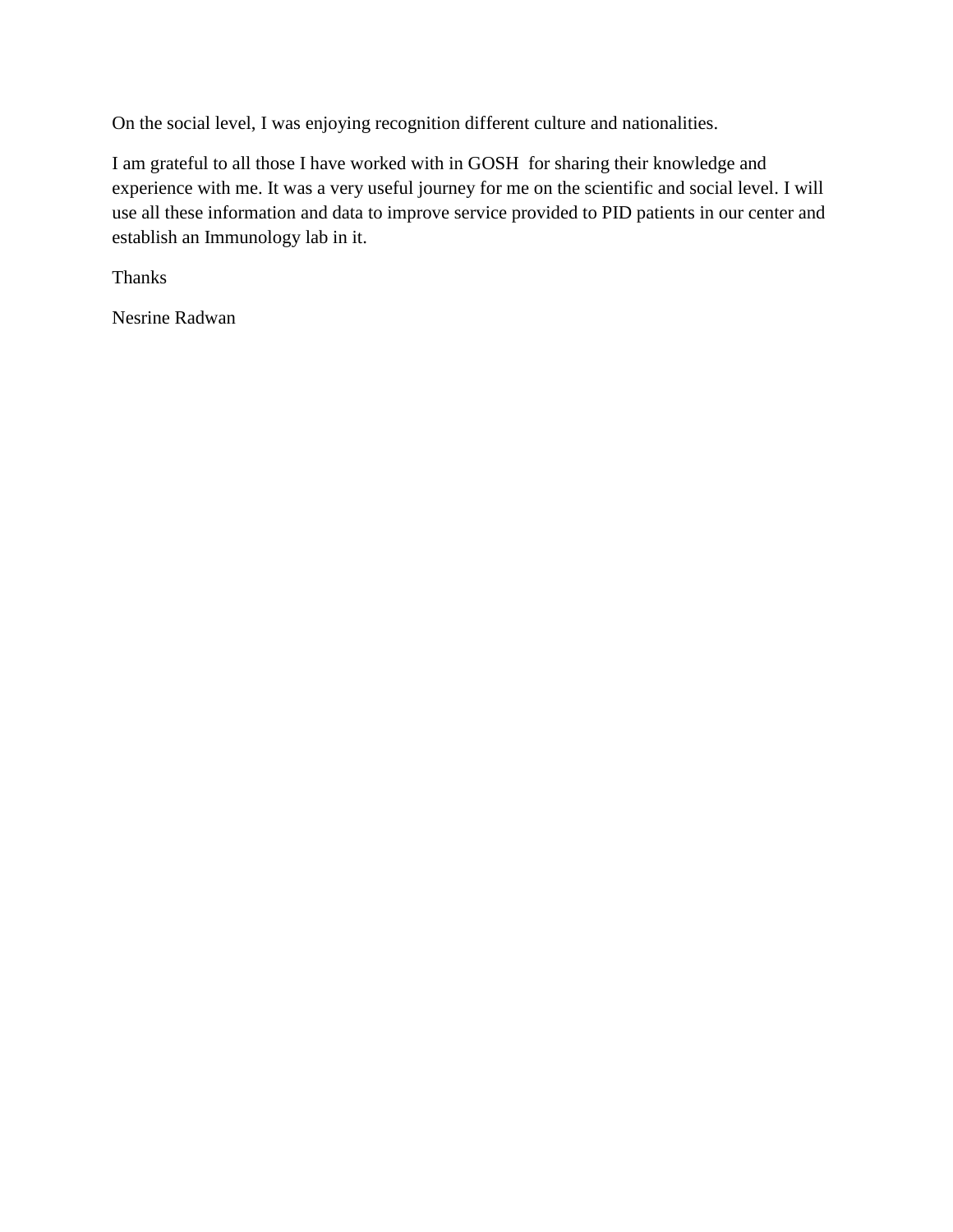On the social level, I was enjoying recognition different culture and nationalities.

I am grateful to all those I have worked with in GOSH for sharing their knowledge and experience with me. It was a very useful journey for me on the scientific and social level. I will use all these information and data to improve service provided to PID patients in our center and establish an Immunology lab in it.

Thanks

Nesrine Radwan